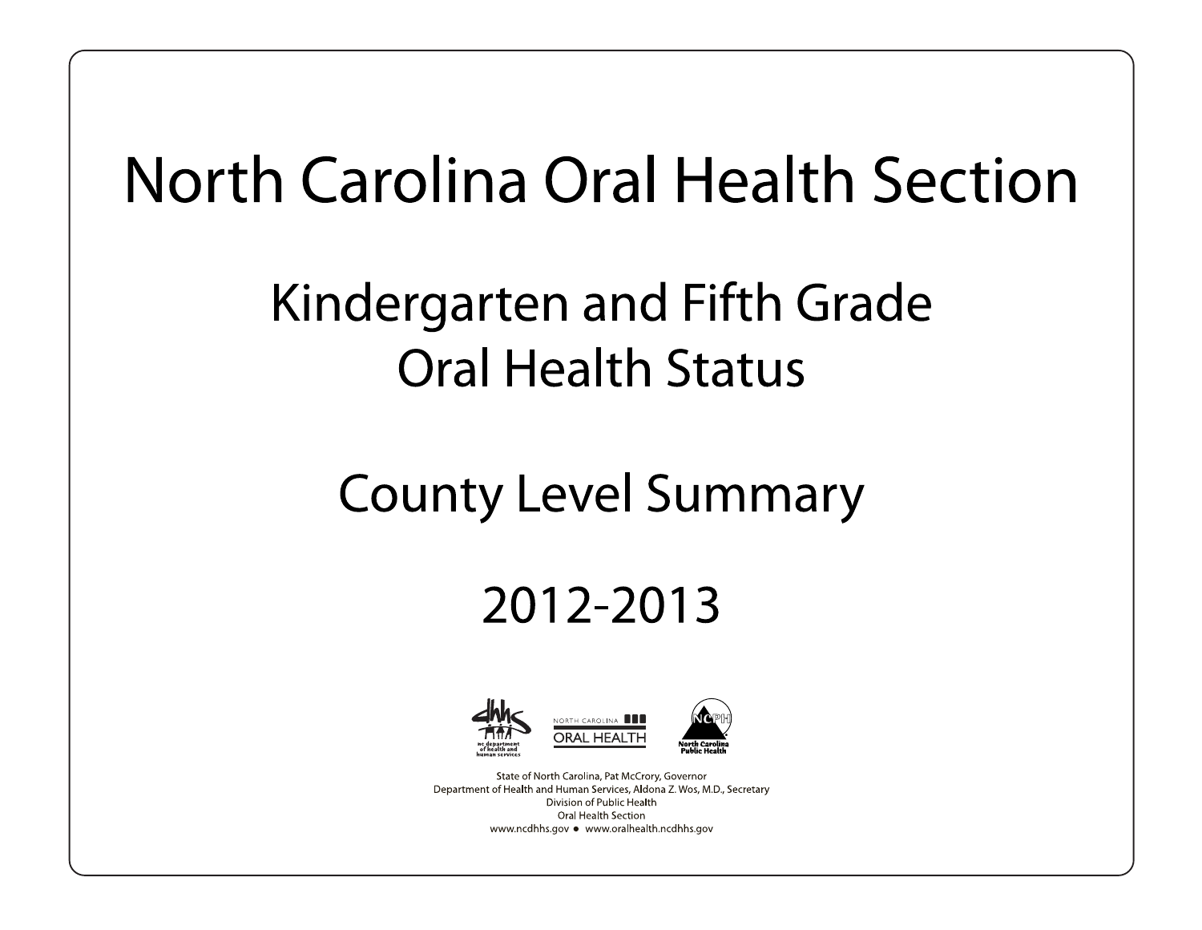# North Carolina Oral Health Section

## Kindergarten and Fifth Grade Oral Health Status

## County Level Summary

## 2012-2013

State of North Carolina, Pat McCrory, Governor
Department of Health and Human Services, Aldona Z. Wos, M.D., Secretary
Division of Public Health
Oral Health Section
www.ncdhhs.gov ● www.oralhealth.ncdhhs.gov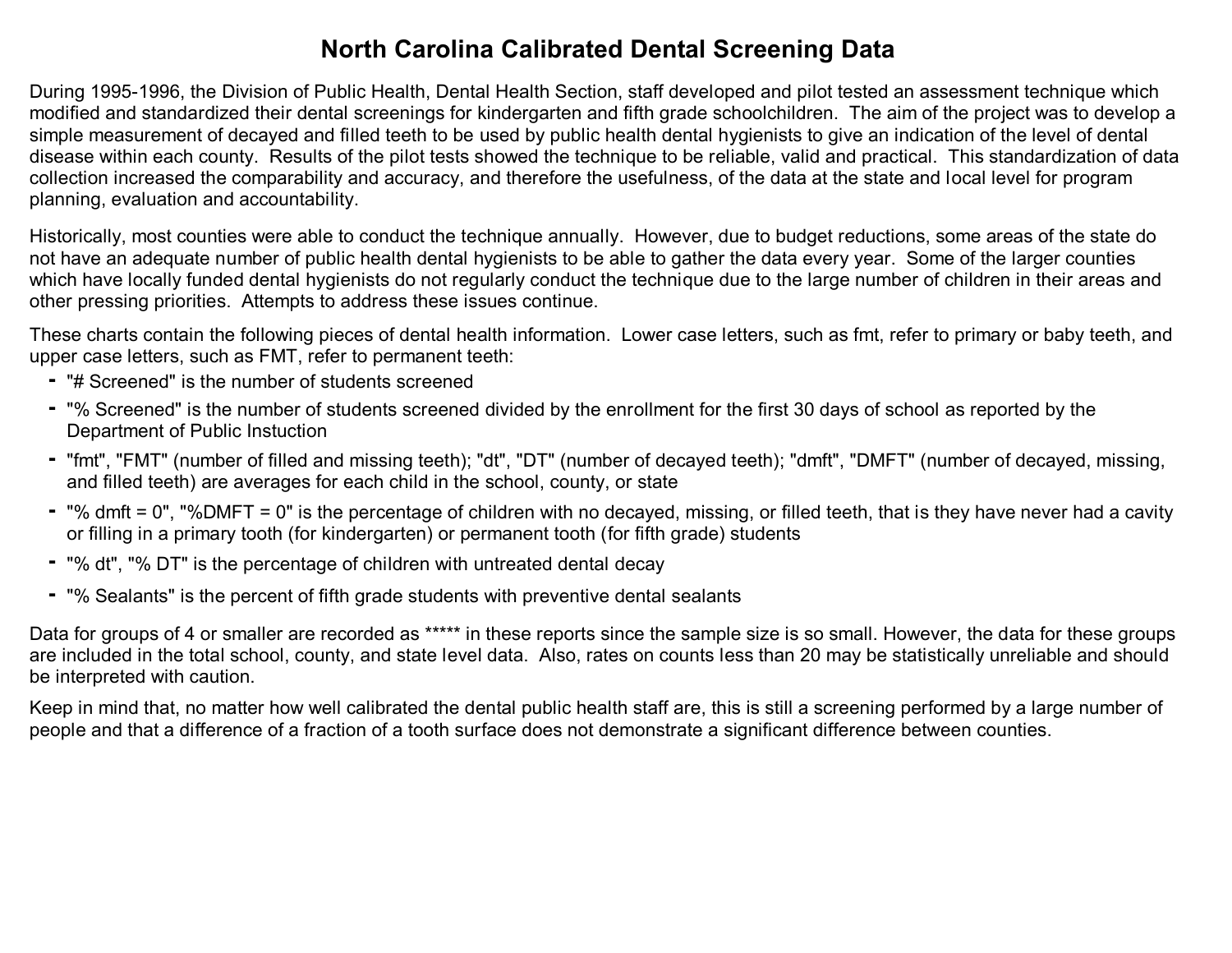# North Carolina Calibrated Dental Screening Data

During 1995-1996, the Division of Public Health, Dental Health Section, staff developed and pilot tested an assessment technique which modified and standardized their dental screenings for kindergarten and fifth grade schoolchildren. The aim of the project was to develop a simple measurement of decayed and filled teeth to be used by public health dental hygienists to give an indication of the level of dental disease within each county. Results of the pilot tests showed the technique to be reliable, valid and practical. This standardization of data collection increased the comparability and accuracy, and therefore the usefulness, of the data at the state and local level for program planning, evaluation and accountability.

Historically, most counties were able to conduct the technique annually. However, due to budget reductions, some areas of the state do not have an adequate number of public health dental hygienists to be able to gather the data every year. Some of the larger counties which have locally funded dental hygienists do not regularly conduct the technique due to the large number of children in their areas and other pressing priorities. Attempts to address these issues continue.

These charts contain the following pieces of dental health information. Lower case letters, such as fmt, refer to primary or baby teeth, and upper case letters, such as FMT, refer to permanent teeth:

- "# Screened" is the number of students screened
- "% Screened" is the number of students screened divided by the enrollment for the first 30 days of school as reported by the Department of Public Instuction
- "fmt", "FMT" (number of filled and missing teeth); "dt", "DT" (number of decayed teeth); "dmft", "DMFT" (number of decayed, missing, and filled teeth) are averages for each child in the school, county, or state
- "% dmft = 0", "%DMFT = 0" is the percentage of children with no decayed, missing, or filled teeth, that is they have never had a cavity or filling in a primary tooth (for kindergarten) or permanent tooth (for fifth grade) students
- "% dt", "% DT" is the percentage of children with untreated dental decay
- "% Sealants" is the percent of fifth grade students with preventive dental sealants

Data for groups of 4 or smaller are recorded as ***** in these reports since the sample size is so small. However, the data for these groups are included in the total school, county, and state level data. Also, rates on counts less than 20 may be statistically unreliable and should be interpreted with caution.

Keep in mind that, no matter how well calibrated the dental public health staff are, this is still a screening performed by a large number of people and that a difference of a fraction of a tooth surface does not demonstrate a significant difference between counties.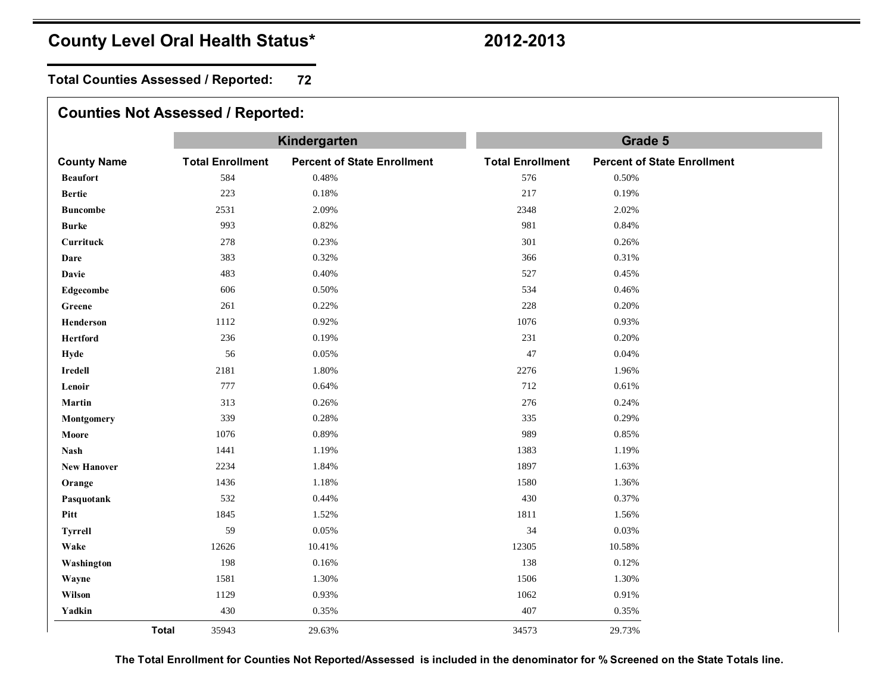# County Level Oral Health Status*

## 2012-2013

**Total Counties Assessed / Reported: 72**

## Counties Not Assessed / Reported:

| | Kindergarten | | Grade 5 | |
|---|---|---|---|---|
| **County Name** | **Total Enrollment** | **Percent of State Enrollment** | **Total Enrollment** | **Percent of State Enrollment** |
| Beaufort | 584 | 0.48% | 576 | 0.50% |
| Bertie | 223 | 0.18% | 217 | 0.19% |
| Buncombe | 2531 | 2.09% | 2348 | 2.02% |
| Burke | 993 | 0.82% | 981 | 0.84% |
| Currituck | 278 | 0.23% | 301 | 0.26% |
| Dare | 383 | 0.32% | 366 | 0.31% |
| Davie | 483 | 0.40% | 527 | 0.45% |
| Edgecombe | 606 | 0.50% | 534 | 0.46% |
| Greene | 261 | 0.22% | 228 | 0.20% |
| Henderson | 1112 | 0.92% | 1076 | 0.93% |
| Hertford | 236 | 0.19% | 231 | 0.20% |
| Hyde | 56 | 0.05% | 47 | 0.04% |
| Iredell | 2181 | 1.80% | 2276 | 1.96% |
| Lenoir | 777 | 0.64% | 712 | 0.61% |
| Martin | 313 | 0.26% | 276 | 0.24% |
| Montgomery | 339 | 0.28% | 335 | 0.29% |
| Moore | 1076 | 0.89% | 989 | 0.85% |
| Nash | 1441 | 1.19% | 1383 | 1.19% |
| New Hanover | 2234 | 1.84% | 1897 | 1.63% |
| Orange | 1436 | 1.18% | 1580 | 1.36% |
| Pasquotank | 532 | 0.44% | 430 | 0.37% |
| Pitt | 1845 | 1.52% | 1811 | 1.56% |
| Tyrrell | 59 | 0.05% | 34 | 0.03% |
| Wake | 12626 | 10.41% | 12305 | 10.58% |
| Washington | 198 | 0.16% | 138 | 0.12% |
| Wayne | 1581 | 1.30% | 1506 | 1.30% |
| Wilson | 1129 | 0.93% | 1062 | 0.91% |
| Yadkin | 430 | 0.35% | 407 | 0.35% |
| **Total** | 35943 | 29.63% | 34573 | 29.73% |

**The Total Enrollment for Counties Not Reported/Assessed is included in the denominator for % Screened on the State Totals line.**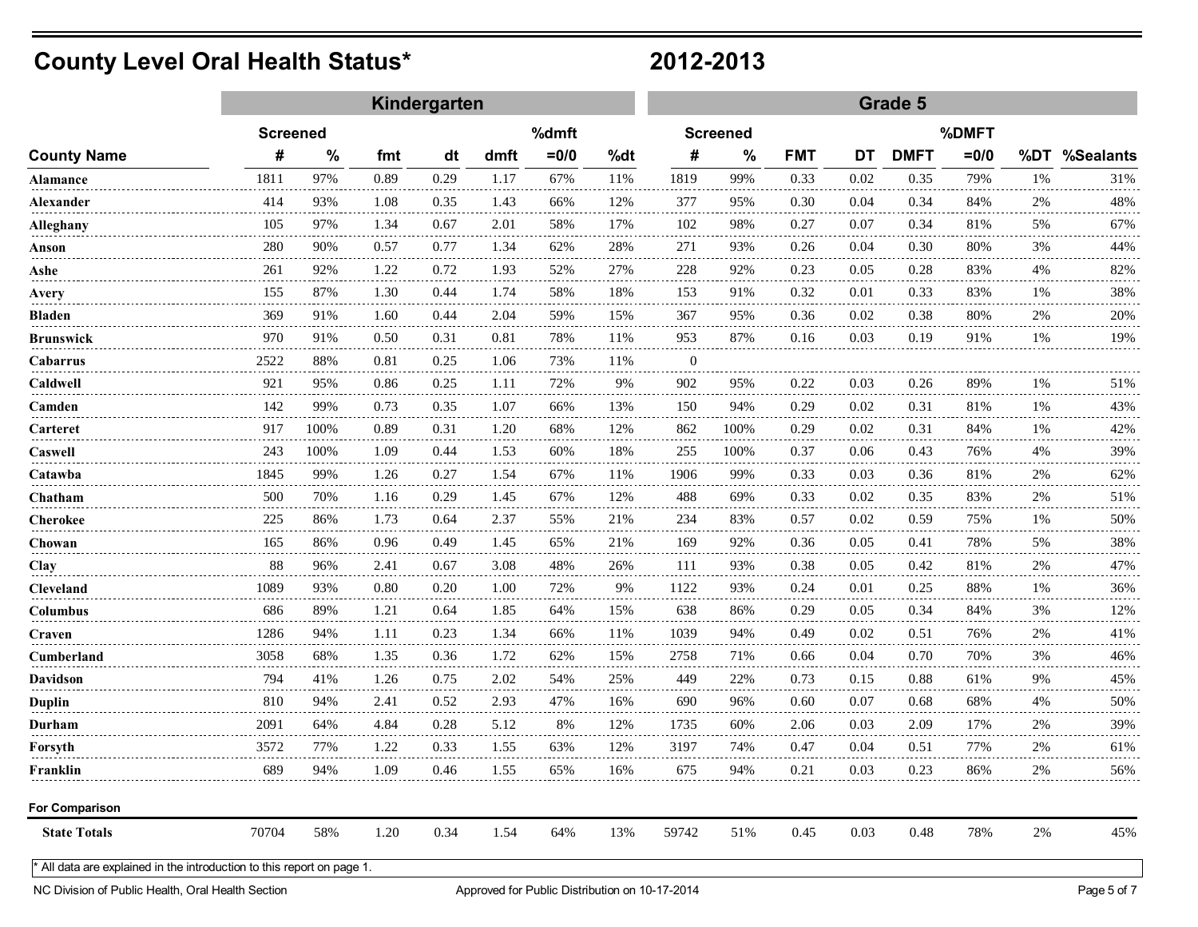# County Level Oral Health Status*

## 2012-2013

| | Kindergarten | | | | | | | Grade 5 | | | | | | | |
|---|---|---|---|---|---|---|---|---|---|---|---|---|---|---|---|
| | Screened | | | | | %dmft | | Screened | | | | | %DMFT | | |
| County Name | # | % | fmt | dt | dmft | =0/0 | %dt | # | % | FMT | DT | DMFT | =0/0 | %DT | %Sealants |
| Alamance | 1811 | 97% | 0.89 | 0.29 | 1.17 | 67% | 11% | 1819 | 99% | 0.33 | 0.02 | 0.35 | 79% | 1% | 31% |
| Alexander | 414 | 93% | 1.08 | 0.35 | 1.43 | 66% | 12% | 377 | 95% | 0.30 | 0.04 | 0.34 | 84% | 2% | 48% |
| Alleghany | 105 | 97% | 1.34 | 0.67 | 2.01 | 58% | 17% | 102 | 98% | 0.27 | 0.07 | 0.34 | 81% | 5% | 67% |
| Anson | 280 | 90% | 0.57 | 0.77 | 1.34 | 62% | 28% | 271 | 93% | 0.26 | 0.04 | 0.30 | 80% | 3% | 44% |
| Ashe | 261 | 92% | 1.22 | 0.72 | 1.93 | 52% | 27% | 228 | 92% | 0.23 | 0.05 | 0.28 | 83% | 4% | 82% |
| Avery | 155 | 87% | 1.30 | 0.44 | 1.74 | 58% | 18% | 153 | 91% | 0.32 | 0.01 | 0.33 | 83% | 1% | 38% |
| Bladen | 369 | 91% | 1.60 | 0.44 | 2.04 | 59% | 15% | 367 | 95% | 0.36 | 0.02 | 0.38 | 80% | 2% | 20% |
| Brunswick | 970 | 91% | 0.50 | 0.31 | 0.81 | 78% | 11% | 953 | 87% | 0.16 | 0.03 | 0.19 | 91% | 1% | 19% |
| Cabarrus | 2522 | 88% | 0.81 | 0.25 | 1.06 | 73% | 11% | 0 | | | | | | | |
| Caldwell | 921 | 95% | 0.86 | 0.25 | 1.11 | 72% | 9% | 902 | 95% | 0.22 | 0.03 | 0.26 | 89% | 1% | 51% |
| Camden | 142 | 99% | 0.73 | 0.35 | 1.07 | 66% | 13% | 150 | 94% | 0.29 | 0.02 | 0.31 | 81% | 1% | 43% |
| Carteret | 917 | 100% | 0.89 | 0.31 | 1.20 | 68% | 12% | 862 | 100% | 0.29 | 0.02 | 0.31 | 84% | 1% | 42% |
| Caswell | 243 | 100% | 1.09 | 0.44 | 1.53 | 60% | 18% | 255 | 100% | 0.37 | 0.06 | 0.43 | 76% | 4% | 39% |
| Catawba | 1845 | 99% | 1.26 | 0.27 | 1.54 | 67% | 11% | 1906 | 99% | 0.33 | 0.03 | 0.36 | 81% | 2% | 62% |
| Chatham | 500 | 70% | 1.16 | 0.29 | 1.45 | 67% | 12% | 488 | 69% | 0.33 | 0.02 | 0.35 | 83% | 2% | 51% |
| Cherokee | 225 | 86% | 1.73 | 0.64 | 2.37 | 55% | 21% | 234 | 83% | 0.57 | 0.02 | 0.59 | 75% | 1% | 50% |
| Chowan | 165 | 86% | 0.96 | 0.49 | 1.45 | 65% | 21% | 169 | 92% | 0.36 | 0.05 | 0.41 | 78% | 5% | 38% |
| Clay | 88 | 96% | 2.41 | 0.67 | 3.08 | 48% | 26% | 111 | 93% | 0.38 | 0.05 | 0.42 | 81% | 2% | 47% |
| Cleveland | 1089 | 93% | 0.80 | 0.20 | 1.00 | 72% | 9% | 1122 | 93% | 0.24 | 0.01 | 0.25 | 88% | 1% | 36% |
| Columbus | 686 | 89% | 1.21 | 0.64 | 1.85 | 64% | 15% | 638 | 86% | 0.29 | 0.05 | 0.34 | 84% | 3% | 12% |
| Craven | 1286 | 94% | 1.11 | 0.23 | 1.34 | 66% | 11% | 1039 | 94% | 0.49 | 0.02 | 0.51 | 76% | 2% | 41% |
| Cumberland | 3058 | 68% | 1.35 | 0.36 | 1.72 | 62% | 15% | 2758 | 71% | 0.66 | 0.04 | 0.70 | 70% | 3% | 46% |
| Davidson | 794 | 41% | 1.26 | 0.75 | 2.02 | 54% | 25% | 449 | 22% | 0.73 | 0.15 | 0.88 | 61% | 9% | 45% |
| Duplin | 810 | 94% | 2.41 | 0.52 | 2.93 | 47% | 16% | 690 | 96% | 0.60 | 0.07 | 0.68 | 68% | 4% | 50% |
| Durham | 2091 | 64% | 4.84 | 0.28 | 5.12 | 8% | 12% | 1735 | 60% | 2.06 | 0.03 | 2.09 | 17% | 2% | 39% |
| Forsyth | 3572 | 77% | 1.22 | 0.33 | 1.55 | 63% | 12% | 3197 | 74% | 0.47 | 0.04 | 0.51 | 77% | 2% | 61% |
| Franklin | 689 | 94% | 1.09 | 0.46 | 1.55 | 65% | 16% | 675 | 94% | 0.21 | 0.03 | 0.23 | 86% | 2% | 56% |
| **For Comparison** | | | | | | | | | | | | | | | |
| **State Totals** | 70704 | 58% | 1.20 | 0.34 | 1.54 | 64% | 13% | 59742 | 51% | 0.45 | 0.03 | 0.48 | 78% | 2% | 45% |

\* All data are explained in the introduction to this report on page 1.

NC Division of Public Health, Oral Health Section — Approved for Public Distribution on 10-17-2014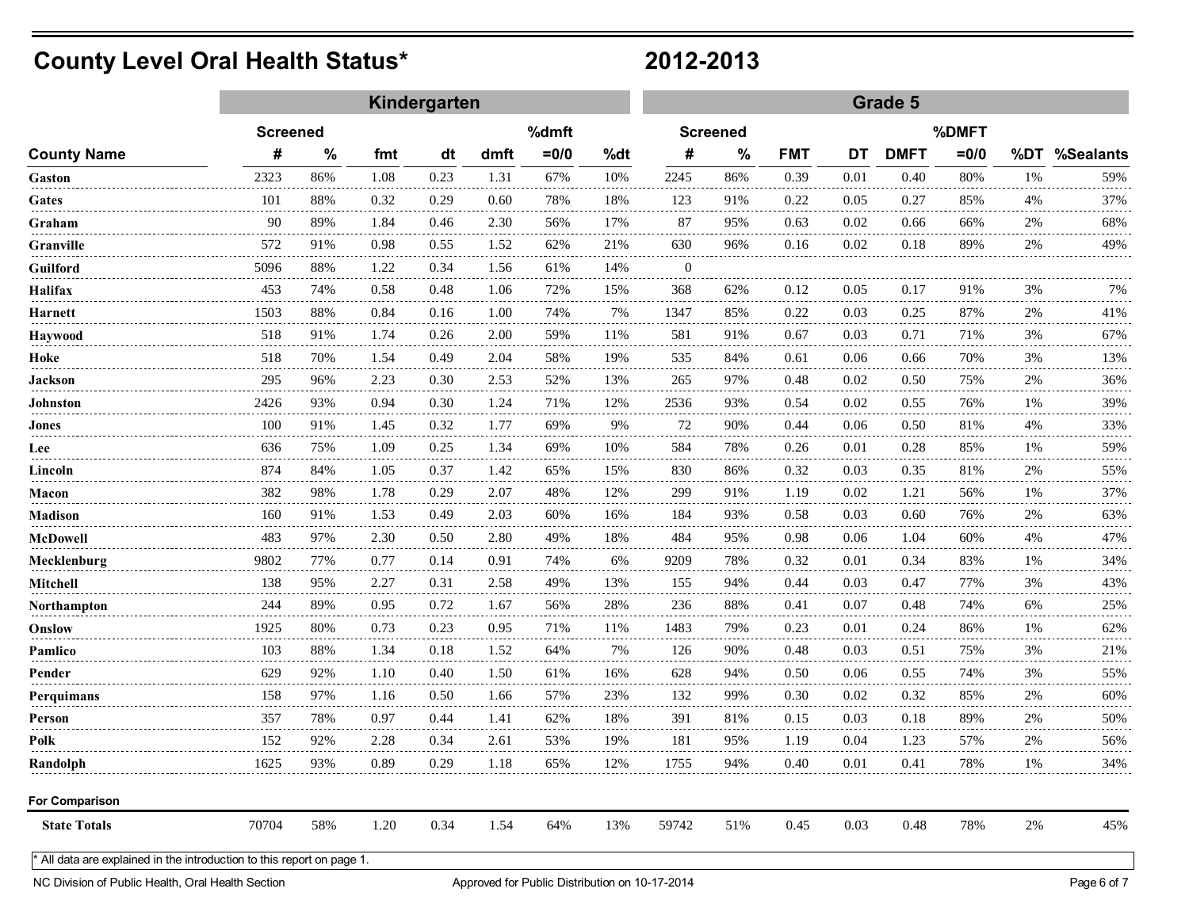# County Level Oral Health Status* 2012-2013

| | Kindergarten | | | | | | | Grade 5 | | | | | | | |
|---|---|---|---|---|---|---|---|---|---|---|---|---|---|---|---|
| | Screened | | | | | %dmft | | Screened | | | | | %DMFT | | |
| County Name | # | % | fmt | dt | dmft | =0/0 | %dt | # | % | FMT | DT | DMFT | =0/0 | %DT | %Sealants |
| Gaston | 2323 | 86% | 1.08 | 0.23 | 1.31 | 67% | 10% | 2245 | 86% | 0.39 | 0.01 | 0.40 | 80% | 1% | 59% |
| Gates | 101 | 88% | 0.32 | 0.29 | 0.60 | 78% | 18% | 123 | 91% | 0.22 | 0.05 | 0.27 | 85% | 4% | 37% |
| Graham | 90 | 89% | 1.84 | 0.46 | 2.30 | 56% | 17% | 87 | 95% | 0.63 | 0.02 | 0.66 | 66% | 2% | 68% |
| Granville | 572 | 91% | 0.98 | 0.55 | 1.52 | 62% | 21% | 630 | 96% | 0.16 | 0.02 | 0.18 | 89% | 2% | 49% |
| Guilford | 5096 | 88% | 1.22 | 0.34 | 1.56 | 61% | 14% | 0 | | | | | | | |
| Halifax | 453 | 74% | 0.58 | 0.48 | 1.06 | 72% | 15% | 368 | 62% | 0.12 | 0.05 | 0.17 | 91% | 3% | 7% |
| Harnett | 1503 | 88% | 0.84 | 0.16 | 1.00 | 74% | 7% | 1347 | 85% | 0.22 | 0.03 | 0.25 | 87% | 2% | 41% |
| Haywood | 518 | 91% | 1.74 | 0.26 | 2.00 | 59% | 11% | 581 | 91% | 0.67 | 0.03 | 0.71 | 71% | 3% | 67% |
| Hoke | 518 | 70% | 1.54 | 0.49 | 2.04 | 58% | 19% | 535 | 84% | 0.61 | 0.06 | 0.66 | 70% | 3% | 13% |
| Jackson | 295 | 96% | 2.23 | 0.30 | 2.53 | 52% | 13% | 265 | 97% | 0.48 | 0.02 | 0.50 | 75% | 2% | 36% |
| Johnston | 2426 | 93% | 0.94 | 0.30 | 1.24 | 71% | 12% | 2536 | 93% | 0.54 | 0.02 | 0.55 | 76% | 1% | 39% |
| Jones | 100 | 91% | 1.45 | 0.32 | 1.77 | 69% | 9% | 72 | 90% | 0.44 | 0.06 | 0.50 | 81% | 4% | 33% |
| Lee | 636 | 75% | 1.09 | 0.25 | 1.34 | 69% | 10% | 584 | 78% | 0.26 | 0.01 | 0.28 | 85% | 1% | 59% |
| Lincoln | 874 | 84% | 1.05 | 0.37 | 1.42 | 65% | 15% | 830 | 86% | 0.32 | 0.03 | 0.35 | 81% | 2% | 55% |
| Macon | 382 | 98% | 1.78 | 0.29 | 2.07 | 48% | 12% | 299 | 91% | 1.19 | 0.02 | 1.21 | 56% | 1% | 37% |
| Madison | 160 | 91% | 1.53 | 0.49 | 2.03 | 60% | 16% | 184 | 93% | 0.58 | 0.03 | 0.60 | 76% | 2% | 63% |
| McDowell | 483 | 97% | 2.30 | 0.50 | 2.80 | 49% | 18% | 484 | 95% | 0.98 | 0.06 | 1.04 | 60% | 4% | 47% |
| Mecklenburg | 9802 | 77% | 0.77 | 0.14 | 0.91 | 74% | 6% | 9209 | 78% | 0.32 | 0.01 | 0.34 | 83% | 1% | 34% |
| Mitchell | 138 | 95% | 2.27 | 0.31 | 2.58 | 49% | 13% | 155 | 94% | 0.44 | 0.03 | 0.47 | 77% | 3% | 43% |
| Northampton | 244 | 89% | 0.95 | 0.72 | 1.67 | 56% | 28% | 236 | 88% | 0.41 | 0.07 | 0.48 | 74% | 6% | 25% |
| Onslow | 1925 | 80% | 0.73 | 0.23 | 0.95 | 71% | 11% | 1483 | 79% | 0.23 | 0.01 | 0.24 | 86% | 1% | 62% |
| Pamlico | 103 | 88% | 1.34 | 0.18 | 1.52 | 64% | 7% | 126 | 90% | 0.48 | 0.03 | 0.51 | 75% | 3% | 21% |
| Pender | 629 | 92% | 1.10 | 0.40 | 1.50 | 61% | 16% | 628 | 94% | 0.50 | 0.06 | 0.55 | 74% | 3% | 55% |
| Perquimans | 158 | 97% | 1.16 | 0.50 | 1.66 | 57% | 23% | 132 | 99% | 0.30 | 0.02 | 0.32 | 85% | 2% | 60% |
| Person | 357 | 78% | 0.97 | 0.44 | 1.41 | 62% | 18% | 391 | 81% | 0.15 | 0.03 | 0.18 | 89% | 2% | 50% |
| Polk | 152 | 92% | 2.28 | 0.34 | 2.61 | 53% | 19% | 181 | 95% | 1.19 | 0.04 | 1.23 | 57% | 2% | 56% |
| Randolph | 1625 | 93% | 0.89 | 0.29 | 1.18 | 65% | 12% | 1755 | 94% | 0.40 | 0.01 | 0.41 | 78% | 1% | 34% |
| **For Comparison** | | | | | | | | | | | | | | | |
| State Totals | 70704 | 58% | 1.20 | 0.34 | 1.54 | 64% | 13% | 59742 | 51% | 0.45 | 0.03 | 0.48 | 78% | 2% | 45% |

* All data are explained in the introduction to this report on page 1.

NC Division of Public Health, Oral Health Section

Approved for Public Distribution on 10-17-2014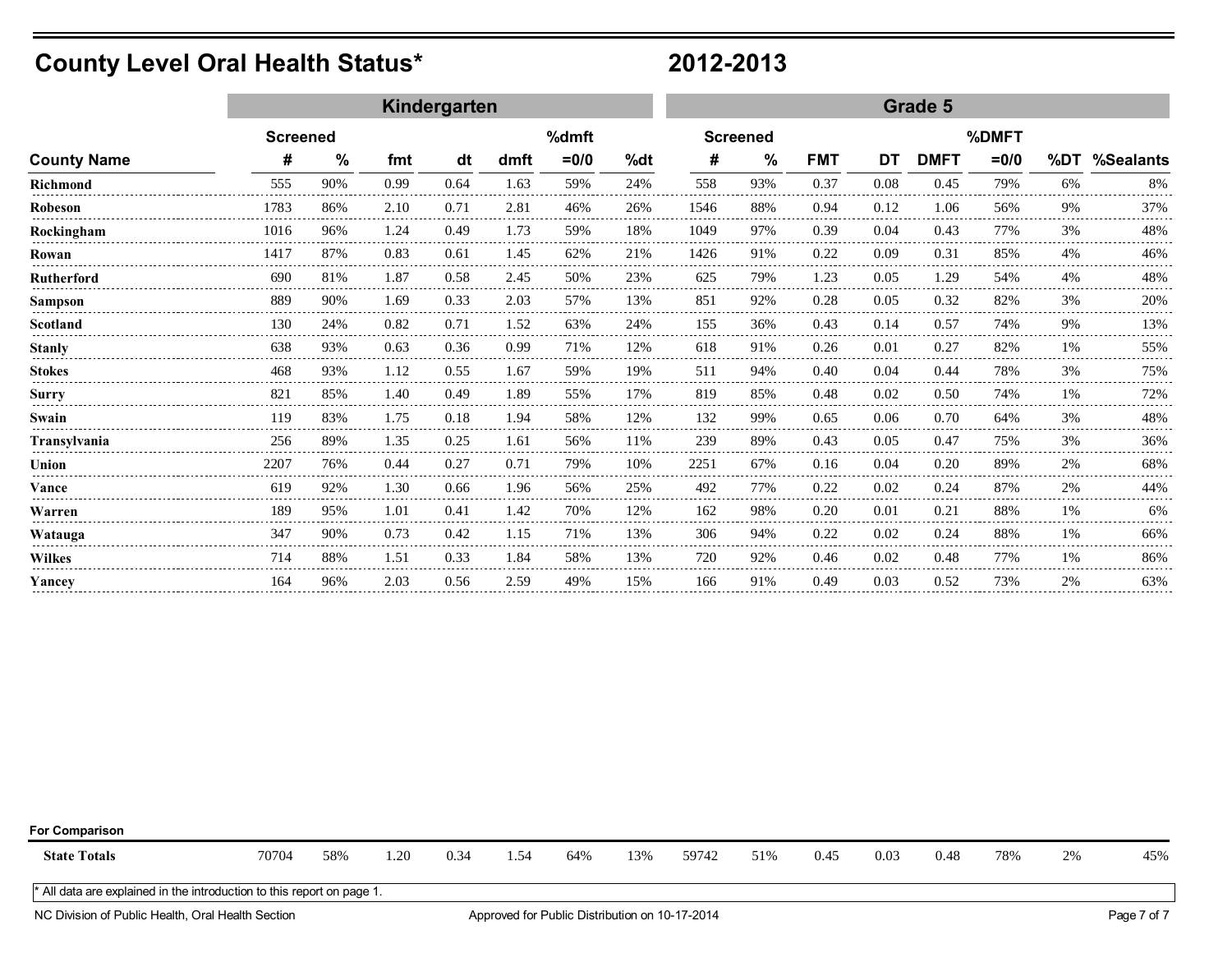# County Level Oral Health Status*

## 2012-2013

| | Kindergarten | | | | | | | Grade 5 | | | | | | | |
|---|---|---|---|---|---|---|---|---|---|---|---|---|---|---|---|
| | Screened | | | | | %dmft | | Screened | | | | | %DMFT | | |
| County Name | # | % | fmt | dt | dmft | =0/0 | %dt | # | % | FMT | DT | DMFT | =0/0 | %DT | %Sealants |
| Richmond | 555 | 90% | 0.99 | 0.64 | 1.63 | 59% | 24% | 558 | 93% | 0.37 | 0.08 | 0.45 | 79% | 6% | 8% |
| Robeson | 1783 | 86% | 2.10 | 0.71 | 2.81 | 46% | 26% | 1546 | 88% | 0.94 | 0.12 | 1.06 | 56% | 9% | 37% |
| Rockingham | 1016 | 96% | 1.24 | 0.49 | 1.73 | 59% | 18% | 1049 | 97% | 0.39 | 0.04 | 0.43 | 77% | 3% | 48% |
| Rowan | 1417 | 87% | 0.83 | 0.61 | 1.45 | 62% | 21% | 1426 | 91% | 0.22 | 0.09 | 0.31 | 85% | 4% | 46% |
| Rutherford | 690 | 81% | 1.87 | 0.58 | 2.45 | 50% | 23% | 625 | 79% | 1.23 | 0.05 | 1.29 | 54% | 4% | 48% |
| Sampson | 889 | 90% | 1.69 | 0.33 | 2.03 | 57% | 13% | 851 | 92% | 0.28 | 0.05 | 0.32 | 82% | 3% | 20% |
| Scotland | 130 | 24% | 0.82 | 0.71 | 1.52 | 63% | 24% | 155 | 36% | 0.43 | 0.14 | 0.57 | 74% | 9% | 13% |
| Stanly | 638 | 93% | 0.63 | 0.36 | 0.99 | 71% | 12% | 618 | 91% | 0.26 | 0.01 | 0.27 | 82% | 1% | 55% |
| Stokes | 468 | 93% | 1.12 | 0.55 | 1.67 | 59% | 19% | 511 | 94% | 0.40 | 0.04 | 0.44 | 78% | 3% | 75% |
| Surry | 821 | 85% | 1.40 | 0.49 | 1.89 | 55% | 17% | 819 | 85% | 0.48 | 0.02 | 0.50 | 74% | 1% | 72% |
| Swain | 119 | 83% | 1.75 | 0.18 | 1.94 | 58% | 12% | 132 | 99% | 0.65 | 0.06 | 0.70 | 64% | 3% | 48% |
| Transylvania | 256 | 89% | 1.35 | 0.25 | 1.61 | 56% | 11% | 239 | 89% | 0.43 | 0.05 | 0.47 | 75% | 3% | 36% |
| Union | 2207 | 76% | 0.44 | 0.27 | 0.71 | 79% | 10% | 2251 | 67% | 0.16 | 0.04 | 0.20 | 89% | 2% | 68% |
| Vance | 619 | 92% | 1.30 | 0.66 | 1.96 | 56% | 25% | 492 | 77% | 0.22 | 0.02 | 0.24 | 87% | 2% | 44% |
| Warren | 189 | 95% | 1.01 | 0.41 | 1.42 | 70% | 12% | 162 | 98% | 0.20 | 0.01 | 0.21 | 88% | 1% | 6% |
| Watauga | 347 | 90% | 0.73 | 0.42 | 1.15 | 71% | 13% | 306 | 94% | 0.22 | 0.02 | 0.24 | 88% | 1% | 66% |
| Wilkes | 714 | 88% | 1.51 | 0.33 | 1.84 | 58% | 13% | 720 | 92% | 0.46 | 0.02 | 0.48 | 77% | 1% | 86% |
| Yancey | 164 | 96% | 2.03 | 0.56 | 2.59 | 49% | 15% | 166 | 91% | 0.49 | 0.03 | 0.52 | 73% | 2% | 63% |

**For Comparison**

| | | | | | | | | | | | | | | | |
|---|---|---|---|---|---|---|---|---|---|---|---|---|---|---|---|
| State Totals | 70704 | 58% | 1.20 | 0.34 | 1.54 | 64% | 13% | 59742 | 51% | 0.45 | 0.03 | 0.48 | 78% | 2% | 45% |

* All data are explained in the introduction to this report on page 1.

NC Division of Public Health, Oral Health Section

Approved for Public Distribution on 10-17-2014